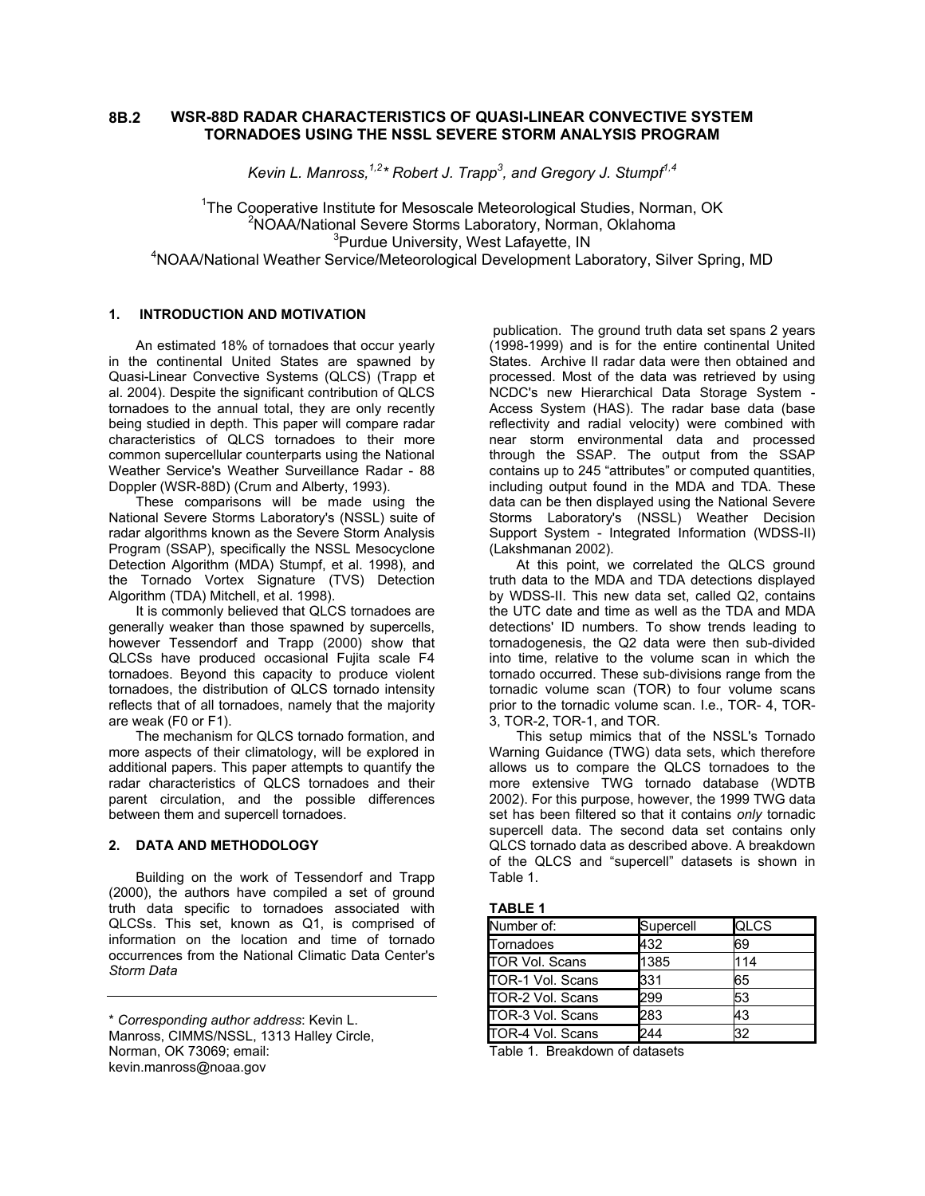# 8B.2 WSR-88D RADAR CHARACTERISTICS OF QUASI-LINEAR CONVECTIVE SYSTEM TORNADOES USING THE NSSL SEVERE STORM ANALYSIS PROGRAM

*Kevin L. Manross,[1,2]* * *Robert J. Trapp[3], and Gregory J. Stumpf[1,4]*

[1]The Cooperative Institute for Mesoscale Meteorological Studies, Norman, OK
[2]NOAA/National Severe Storms Laboratory, Norman, Oklahoma
[3]Purdue University, West Lafayette, IN
[4]NOAA/National Weather Service/Meteorological Development Laboratory, Silver Spring, MD

## 1. INTRODUCTION AND MOTIVATION

An estimated 18% of tornadoes that occur yearly in the continental United States are spawned by Quasi-Linear Convective Systems (QLCS) (Trapp et al. 2004). Despite the significant contribution of QLCS tornadoes to the annual total, they are only recently being studied in depth. This paper will compare radar characteristics of QLCS tornadoes to their more common supercellular counterparts using the National Weather Service's Weather Surveillance Radar - 88 Doppler (WSR-88D) (Crum and Alberty, 1993).

These comparisons will be made using the National Severe Storms Laboratory's (NSSL) suite of radar algorithms known as the Severe Storm Analysis Program (SSAP), specifically the NSSL Mesocyclone Detection Algorithm (MDA) Stumpf, et al. 1998), and the Tornado Vortex Signature (TVS) Detection Algorithm (TDA) Mitchell, et al. 1998).

It is commonly believed that QLCS tornadoes are generally weaker than those spawned by supercells, however Tessendorf and Trapp (2000) show that QLCSs have produced occasional Fujita scale F4 tornadoes. Beyond this capacity to produce violent tornadoes, the distribution of QLCS tornado intensity reflects that of all tornadoes, namely that the majority are weak (F0 or F1).

The mechanism for QLCS tornado formation, and more aspects of their climatology, will be explored in additional papers. This paper attempts to quantify the radar characteristics of QLCS tornadoes and their parent circulation, and the possible differences between them and supercell tornadoes.

## 2. DATA AND METHODOLOGY

Building on the work of Tessendorf and Trapp (2000), the authors have compiled a set of ground truth data specific to tornadoes associated with QLCSs. This set, known as Q1, is comprised of information on the location and time of tornado occurrences from the National Climatic Data Center's *Storm Data* publication. The ground truth data set spans 2 years (1998-1999) and is for the entire continental United States. Archive II radar data were then obtained and processed. Most of the data was retrieved by using NCDC's new Hierarchical Data Storage System - Access System (HAS). The radar base data (base reflectivity and radial velocity) were combined with near storm environmental data and processed through the SSAP. The output from the SSAP contains up to 245 "attributes" or computed quantities, including output found in the MDA and TDA. These data can be then displayed using the National Severe Storms Laboratory's (NSSL) Weather Decision Support System - Integrated Information (WDSS-II) (Lakshmanan 2002).

At this point, we correlated the QLCS ground truth data to the MDA and TDA detections displayed by WDSS-II. This new data set, called Q2, contains the UTC date and time as well as the TDA and MDA detections' ID numbers. To show trends leading to tornadogenesis, the Q2 data were then sub-divided into time, relative to the volume scan in which the tornado occurred. These sub-divisions range from the tornadic volume scan (TOR) to four volume scans prior to the tornadic volume scan. I.e., TOR- 4, TOR-3, TOR-2, TOR-1, and TOR.

This setup mimics that of the NSSL's Tornado Warning Guidance (TWG) data sets, which therefore allows us to compare the QLCS tornadoes to the more extensive TWG tornado database (WDTB 2002). For this purpose, however, the 1999 TWG data set has been filtered so that it contains *only* tornadic supercell data. The second data set contains only QLCS tornado data as described above. A breakdown of the QLCS and "supercell" datasets is shown in Table 1.

**TABLE 1**

| Number of: | Supercell | QLCS |
|---|---|---|
| Tornadoes | 432 | 69 |
| TOR Vol. Scans | 1385 | 114 |
| TOR-1 Vol. Scans | 331 | 65 |
| TOR-2 Vol. Scans | 299 | 53 |
| TOR-3 Vol. Scans | 283 | 43 |
| TOR-4 Vol. Scans | 244 | 32 |

Table 1. Breakdown of datasets

---

\* *Corresponding author address*: Kevin L. Manross, CIMMS/NSSL, 1313 Halley Circle, Norman, OK 73069; email: kevin.manross@noaa.gov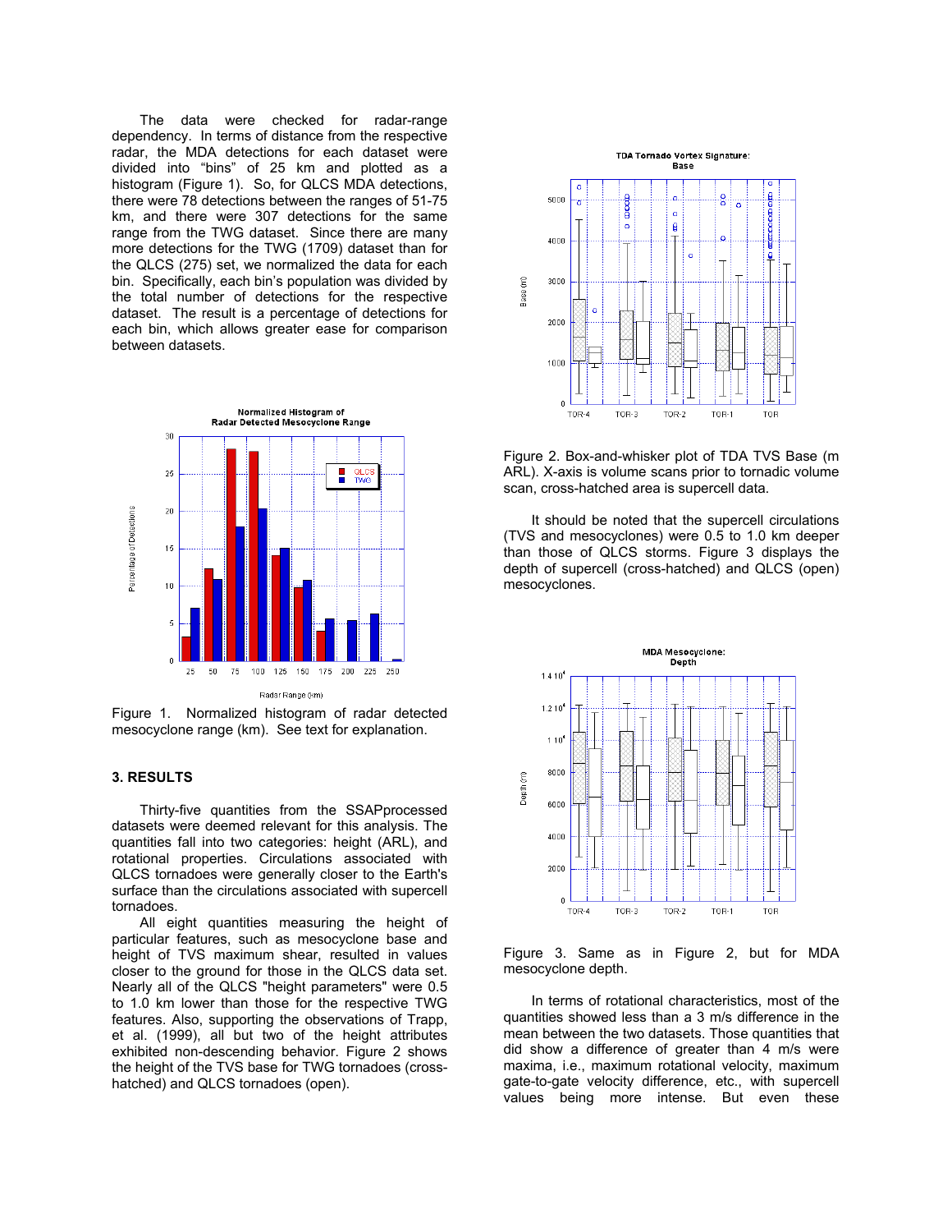The data were checked for radar-range dependency. In terms of distance from the respective radar, the MDA detections for each dataset were divided into "bins" of 25 km and plotted as a histogram (Figure 1). So, for QLCS MDA detections, there were 78 detections between the ranges of 51-75 km, and there were 307 detections for the same range from the TWG dataset. Since there are many more detections for the TWG (1709) dataset than for the QLCS (275) set, we normalized the data for each bin. Specifically, each bin's population was divided by the total number of detections for the respective dataset. The result is a percentage of detections for each bin, which allows greater ease for comparison between datasets.

Figure 1. Normalized histogram of radar detected mesocyclone range (km). See text for explanation.

## 3. RESULTS

Thirty-five quantities from the SSAPprocessed datasets were deemed relevant for this analysis. The quantities fall into two categories: height (ARL), and rotational properties. Circulations associated with QLCS tornadoes were generally closer to the Earth's surface than the circulations associated with supercell tornadoes.

All eight quantities measuring the height of particular features, such as mesocyclone base and height of TVS maximum shear, resulted in values closer to the ground for those in the QLCS data set. Nearly all of the QLCS "height parameters" were 0.5 to 1.0 km lower than those for the respective TWG features. Also, supporting the observations of Trapp, et al. (1999), all but two of the height attributes exhibited non-descending behavior. Figure 2 shows the height of the TVS base for TWG tornadoes (cross-hatched) and QLCS tornadoes (open).

Figure 2. Box-and-whisker plot of TDA TVS Base (m ARL). X-axis is volume scans prior to tornadic volume scan, cross-hatched area is supercell data.

It should be noted that the supercell circulations (TVS and mesocyclones) were 0.5 to 1.0 km deeper than those of QLCS storms. Figure 3 displays the depth of supercell (cross-hatched) and QLCS (open) mesocyclones.

Figure 3. Same as in Figure 2, but for MDA mesocyclone depth.

In terms of rotational characteristics, most of the quantities showed less than a 3 m/s difference in the mean between the two datasets. Those quantities that did show a difference of greater than 4 m/s were maxima, i.e., maximum rotational velocity, maximum gate-to-gate velocity difference, etc., with supercell values being more intense. But even these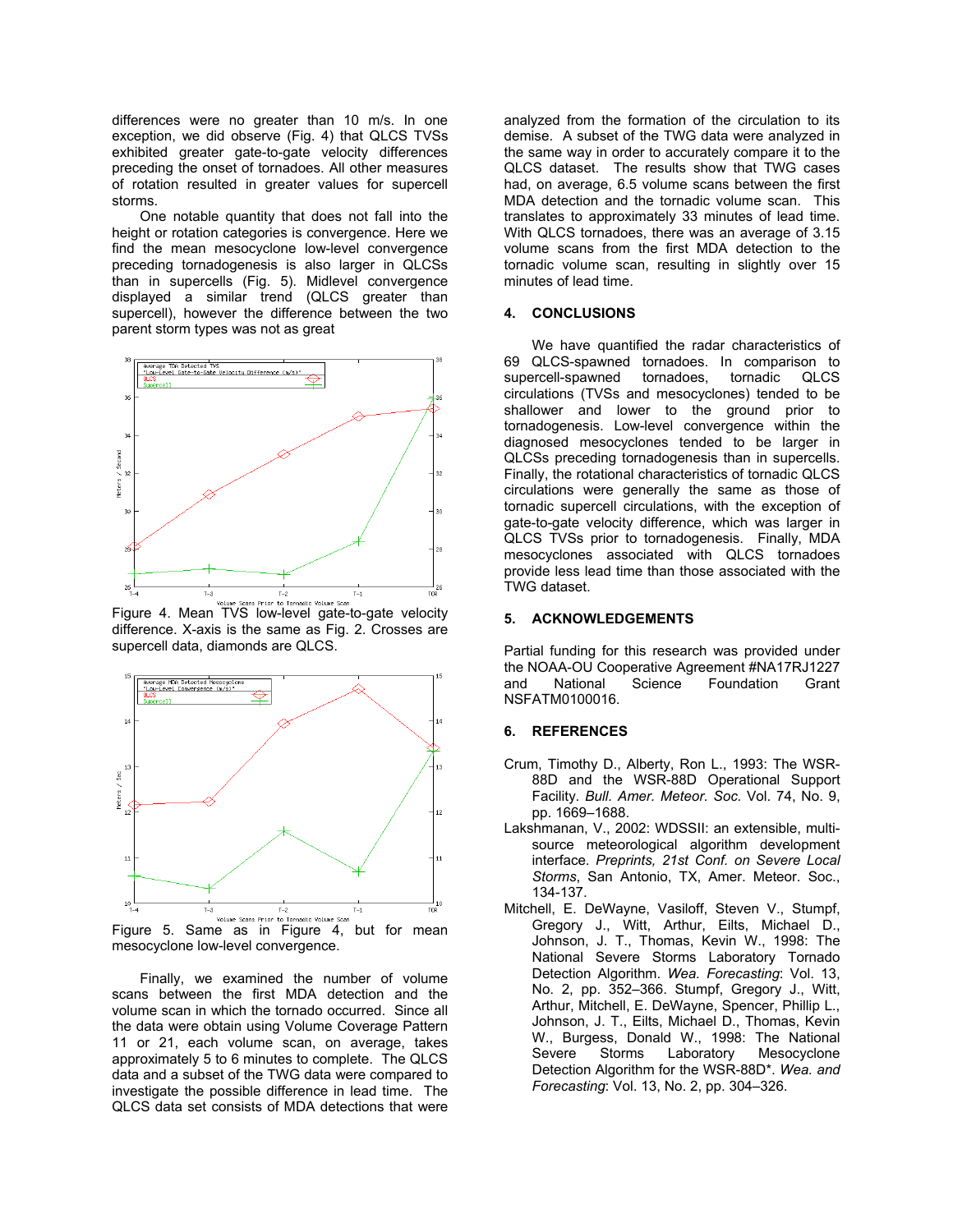differences were no greater than 10 m/s. In one exception, we did observe (Fig. 4) that QLCS TVSs exhibited greater gate-to-gate velocity differences preceding the onset of tornadoes. All other measures of rotation resulted in greater values for supercell storms.

One notable quantity that does not fall into the height or rotation categories is convergence. Here we find the mean mesocyclone low-level convergence preceding tornadogenesis is also larger in QLCSs than in supercells (Fig. 5). Midlevel convergence displayed a similar trend (QLCS greater than supercell), however the difference between the two parent storm types was not as great

Figure 4. Mean TVS low-level gate-to-gate velocity difference. X-axis is the same as Fig. 2. Crosses are supercell data, diamonds are QLCS.

Figure 5. Same as in Figure 4, but for mean mesocyclone low-level convergence.

Finally, we examined the number of volume scans between the first MDA detection and the volume scan in which the tornado occurred. Since all the data were obtain using Volume Coverage Pattern 11 or 21, each volume scan, on average, takes approximately 5 to 6 minutes to complete. The QLCS data and a subset of the TWG data were compared to investigate the possible difference in lead time. The QLCS data set consists of MDA detections that were analyzed from the formation of the circulation to its demise. A subset of the TWG data were analyzed in the same way in order to accurately compare it to the QLCS dataset. The results show that TWG cases had, on average, 6.5 volume scans between the first MDA detection and the tornadic volume scan. This translates to approximately 33 minutes of lead time. With QLCS tornadoes, there was an average of 3.15 volume scans from the first MDA detection to the tornadic volume scan, resulting in slightly over 15 minutes of lead time.

## 4. CONCLUSIONS

We have quantified the radar characteristics of 69 QLCS-spawned tornadoes. In comparison to supercell-spawned tornadoes, tornadic QLCS circulations (TVSs and mesocyclones) tended to be shallower and lower to the ground prior to tornadogenesis. Low-level convergence within the diagnosed mesocyclones tended to be larger in QLCSs preceding tornadogenesis than in supercells. Finally, the rotational characteristics of tornadic QLCS circulations were generally the same as those of tornadic supercell circulations, with the exception of gate-to-gate velocity difference, which was larger in QLCS TVSs prior to tornadogenesis. Finally, MDA mesocyclones associated with QLCS tornadoes provide less lead time than those associated with the TWG dataset.

## 5. ACKNOWLEDGEMENTS

Partial funding for this research was provided under the NOAA-OU Cooperative Agreement #NA17RJ1227 and National Science Foundation Grant NSFATM0100016.

## 6. REFERENCES

Crum, Timothy D., Alberty, Ron L., 1993: The WSR-88D and the WSR-88D Operational Support Facility. *Bull. Amer. Meteor. Soc.* Vol. 74, No. 9, pp. 1669–1688.

Lakshmanan, V., 2002: WDSSII: an extensible, multi-source meteorological algorithm development interface. *Preprints, 21st Conf. on Severe Local Storms*, San Antonio, TX, Amer. Meteor. Soc., 134-137.

Mitchell, E. DeWayne, Vasiloff, Steven V., Stumpf, Gregory J., Witt, Arthur, Eilts, Michael D., Johnson, J. T., Thomas, Kevin W., 1998: The National Severe Storms Laboratory Tornado Detection Algorithm. *Wea. Forecasting*: Vol. 13, No. 2, pp. 352–366. Stumpf, Gregory J., Witt, Arthur, Mitchell, E. DeWayne, Spencer, Phillip L., Johnson, J. T., Eilts, Michael D., Thomas, Kevin W., Burgess, Donald W., 1998: The National Severe Storms Laboratory Mesocyclone Detection Algorithm for the WSR-88D*. *Wea. and Forecasting*: Vol. 13, No. 2, pp. 304–326.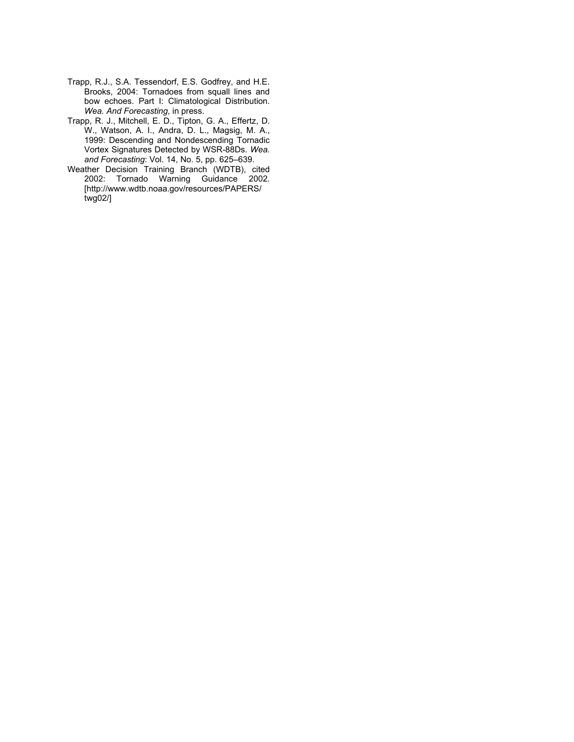Trapp, R.J., S.A. Tessendorf, E.S. Godfrey, and H.E. Brooks, 2004: Tornadoes from squall lines and bow echoes. Part I: Climatological Distribution. *Wea. And Forecasting*, in press.

Trapp, R. J., Mitchell, E. D., Tipton, G. A., Effertz, D. W., Watson, A. I., Andra, D. L., Magsig, M. A., 1999: Descending and Nondescending Tornadic Vortex Signatures Detected by WSR-88Ds. *Wea. and Forecasting*: Vol. 14, No. 5, pp. 625–639.

Weather Decision Training Branch (WDTB), cited 2002: Tornado Warning Guidance 2002. [http://www.wdtb.noaa.gov/resources/PAPERS/twg02/]